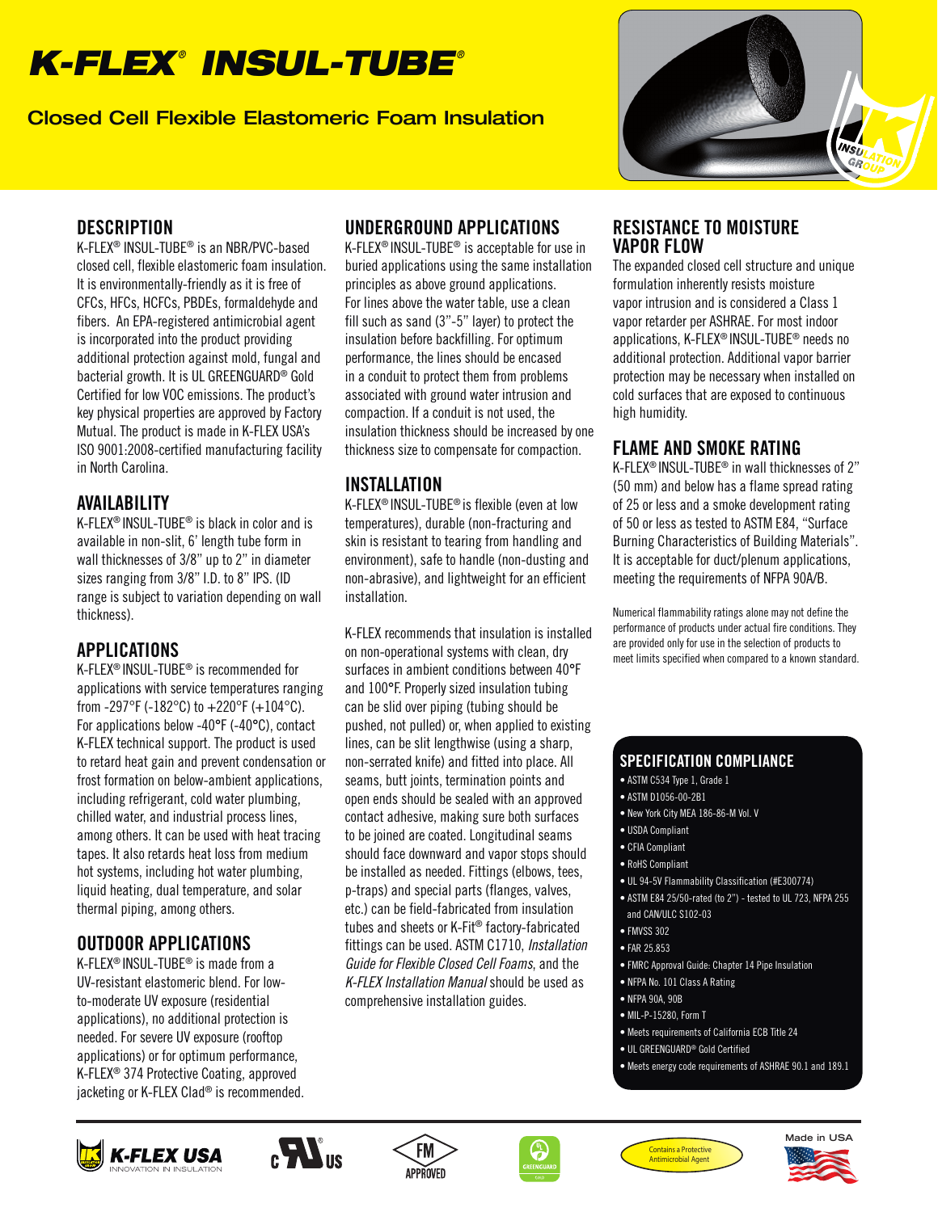# K-FLEX® INSUL-TUBE®

## Closed Cell Flexible Elastomeric Foam Insulation

## DESCRIPTION

K-FLEX® INSUL-TUBE® is an NBR/PVC-based closed cell, flexible elastomeric foam insulation. It is environmentally-friendly as it is free of CFCs, HFCs, HCFCs, PBDEs, formaldehyde and fibers. An EPA-registered antimicrobial agent is incorporated into the product providing additional protection against mold, fungal and bacterial growth. It is UL GREENGUARD® Gold Certified for low VOC emissions. The product's key physical properties are approved by Factory Mutual. The product is made in K-FLEX USA's ISO 9001:2008-certified manufacturing facility in North Carolina.

## AVAILABILITY

K-FLEX® INSUL-TUBE® is black in color and is available in non-slit, 6' length tube form in wall thicknesses of 3/8" up to 2" in diameter sizes ranging from 3/8" I.D. to 8" IPS. (ID range is subject to variation depending on wall thickness).

## APPLICATIONS

K-FLEX® INSUL-TUBE® is recommended for applications with service temperatures ranging from -297°F (-182°C) to +220°F (+104°C). For applications below -40°F (-40°C), contact K-FLEX technical support. The product is used to retard heat gain and prevent condensation or frost formation on below-ambient applications, including refrigerant, cold water plumbing, chilled water, and industrial process lines, among others. It can be used with heat tracing tapes. It also retards heat loss from medium hot systems, including hot water plumbing, liquid heating, dual temperature, and solar thermal piping, among others.

## OUTDOOR APPLICATIONS

K-FLEX® INSUL-TUBE® is made from a UV-resistant elastomeric blend. For low-to-moderate UV exposure (residential applications), no additional protection is needed. For severe UV exposure (rooftop applications) or for optimum performance, K-FLEX® 374 Protective Coating, approved jacketing or K-FLEX Clad® is recommended.

## UNDERGROUND APPLICATIONS

K-FLEX® INSUL-TUBE® is acceptable for use in buried applications using the same installation principles as above ground applications. For lines above the water table, use a clean fill such as sand (3"-5" layer) to protect the insulation before backfilling. For optimum performance, the lines should be encased in a conduit to protect them from problems associated with ground water intrusion and compaction. If a conduit is not used, the insulation thickness should be increased by one thickness size to compensate for compaction.

## INSTALLATION

K-FLEX® INSUL-TUBE® is flexible (even at low temperatures), durable (non-fracturing and skin is resistant to tearing from handling and environment), safe to handle (non-dusting and non-abrasive), and lightweight for an efficient installation.

K-FLEX recommends that insulation is installed on non-operational systems with clean, dry surfaces in ambient conditions between 40°F and 100°F. Properly sized insulation tubing can be slid over piping (tubing should be pushed, not pulled) or, when applied to existing lines, can be slit lengthwise (using a sharp, non-serrated knife) and fitted into place. All seams, butt joints, termination points and open ends should be sealed with an approved contact adhesive, making sure both surfaces to be joined are coated. Longitudinal seams should face downward and vapor stops should be installed as needed. Fittings (elbows, tees, p-traps) and special parts (flanges, valves, etc.) can be field-fabricated from insulation tubes and sheets or K-Fit® factory-fabricated fittings can be used. ASTM C1710, *Installation Guide for Flexible Closed Cell Foams*, and the *K-FLEX Installation Manual* should be used as comprehensive installation guides.

## RESISTANCE TO MOISTURE VAPOR FLOW

The expanded closed cell structure and unique formulation inherently resists moisture vapor intrusion and is considered a Class 1 vapor retarder per ASHRAE. For most indoor applications, K-FLEX® INSUL-TUBE® needs no additional protection. Additional vapor barrier protection may be necessary when installed on cold surfaces that are exposed to continuous high humidity.

## FLAME AND SMOKE RATING

K-FLEX® INSUL-TUBE® in wall thicknesses of 2" (50 mm) and below has a flame spread rating of 25 or less and a smoke development rating of 50 or less as tested to ASTM E84, "Surface Burning Characteristics of Building Materials". It is acceptable for duct/plenum applications, meeting the requirements of NFPA 90A/B.

Numerical flammability ratings alone may not define the performance of products under actual fire conditions. They are provided only for use in the selection of products to meet limits specified when compared to a known standard.

## SPECIFICATION COMPLIANCE

- ASTM C534 Type 1, Grade 1
- ASTM D1056-00-2B1
- New York City MEA 186-86-M Vol. V
- USDA Compliant
- CFIA Compliant
- RoHS Compliant
- UL 94-5V Flammability Classification (#E300774)
- ASTM E84 25/50-rated (to 2") - tested to UL 723, NFPA 255 and CAN/ULC S102-03
- FMVSS 302
- FAR 25.853
- FMRC Approval Guide: Chapter 14 Pipe Insulation
- NFPA No. 101 Class A Rating
- NFPA 90A, 90B
- MIL-P-15280, Form T
- Meets requirements of California ECB Title 24
- UL GREENGUARD® Gold Certified
- Meets energy code requirements of ASHRAE 90.1 and 189.1

K-FLEX USA — INNOVATION IN INSULATION | c UL us | FM APPROVED | GREENGUARD | Contains a Protective Antimicrobial Agent | Made in USA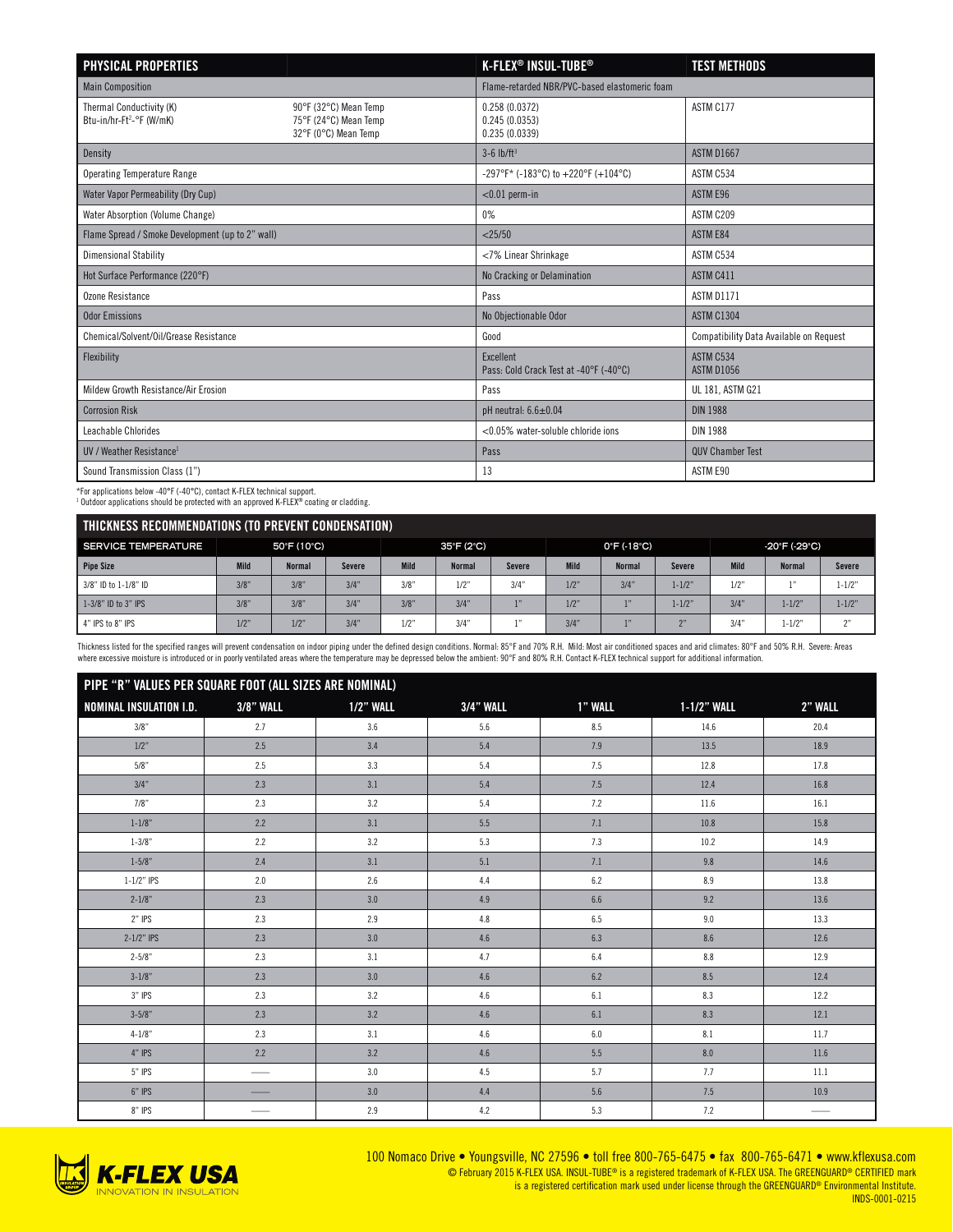| PHYSICAL PROPERTIES | | K-FLEX® INSUL-TUBE® | TEST METHODS |
|---|---|---|---|
| Main Composition | | Flame-retarded NBR/PVC-based elastomeric foam | |
| Thermal Conductivity (K) Btu-in/hr-Ft²-°F (W/mK) | 90°F (32°C) Mean Temp 75°F (24°C) Mean Temp 32°F (0°C) Mean Temp | 0.258 (0.0372) 0.245 (0.0353) 0.235 (0.0339) | ASTM C177 |
| Density | | 3-6 lb/ft³ | ASTM D1667 |
| Operating Temperature Range | | -297°F* (-183°C) to +220°F (+104°C) | ASTM C534 |
| Water Vapor Permeability (Dry Cup) | | <0.01 perm-in | ASTM E96 |
| Water Absorption (Volume Change) | | 0% | ASTM C209 |
| Flame Spread / Smoke Development (up to 2" wall) | | <25/50 | ASTM E84 |
| Dimensional Stability | | <7% Linear Shrinkage | ASTM C534 |
| Hot Surface Performance (220°F) | | No Cracking or Delamination | ASTM C411 |
| Ozone Resistance | | Pass | ASTM D1171 |
| Odor Emissions | | No Objectionable Odor | ASTM C1304 |
| Chemical/Solvent/Oil/Grease Resistance | | Good | Compatibility Data Available on Request |
| Flexibility | | Excellent Pass: Cold Crack Test at -40°F (-40°C) | ASTM C534 ASTM D1056 |
| Mildew Growth Resistance/Air Erosion | | Pass | UL 181, ASTM G21 |
| Corrosion Risk | | pH neutral: 6.6±0.04 | DIN 1988 |
| Leachable Chlorides | | <0.05% water-soluble chloride ions | DIN 1988 |
| UV / Weather Resistance[1] | | Pass | QUV Chamber Test |
| Sound Transmission Class (1") | | 13 | ASTM E90 |

*For applications below -40°F (-40°C), contact K-FLEX technical support.
[1] Outdoor applications should be protected with an approved K-FLEX® coating or cladding.

## THICKNESS RECOMMENDATIONS (TO PREVENT CONDENSATION)

| SERVICE TEMPERATURE | 50°F (10°C) | | | 35°F (2°C) | | | 0°F (-18°C) | | | -20°F (-29°C) | | |
|---|---|---|---|---|---|---|---|---|---|---|---|---|
| Pipe Size | Mild | Normal | Severe | Mild | Normal | Severe | Mild | Normal | Severe | Mild | Normal | Severe |
| 3/8" ID to 1-1/8" ID | 3/8" | 3/8" | 3/4" | 3/8" | 1/2" | 3/4" | 1/2" | 3/4" | 1-1/2" | 1/2" | 1" | 1-1/2" |
| 1-3/8" ID to 3" IPS | 3/8" | 3/8" | 3/4" | 3/8" | 3/4" | 1" | 1/2" | 1" | 1-1/2" | 3/4" | 1-1/2" | 1-1/2" |
| 4" IPS to 8" IPS | 1/2" | 1/2" | 3/4" | 1/2" | 3/4" | 1" | 3/4" | 1" | 2" | 3/4" | 1-1/2" | 2" |

Thickness listed for the specified ranges will prevent condensation on indoor piping under the defined design conditions. Normal: 85°F and 70% R.H. Mild: Most air conditioned spaces and arid climates: 80°F and 50% R.H. Severe: Areas where excessive moisture is introduced or in poorly ventilated areas where the temperature may be depressed below the ambient: 90°F and 80% R.H. Contact K-FLEX technical support for additional information.

## PIPE "R" VALUES PER SQUARE FOOT (ALL SIZES ARE NOMINAL)

| NOMINAL INSULATION I.D. | 3/8" WALL | 1/2" WALL | 3/4" WALL | 1" WALL | 1-1/2" WALL | 2" WALL |
|---|---|---|---|---|---|---|
| 3/8" | 2.7 | 3.6 | 5.6 | 8.5 | 14.6 | 20.4 |
| 1/2" | 2.5 | 3.4 | 5.4 | 7.9 | 13.5 | 18.9 |
| 5/8" | 2.5 | 3.3 | 5.4 | 7.5 | 12.8 | 17.8 |
| 3/4" | 2.3 | 3.1 | 5.4 | 7.5 | 12.4 | 16.8 |
| 7/8" | 2.3 | 3.2 | 5.4 | 7.2 | 11.6 | 16.1 |
| 1-1/8" | 2.2 | 3.1 | 5.5 | 7.1 | 10.8 | 15.8 |
| 1-3/8" | 2.2 | 3.2 | 5.3 | 7.3 | 10.2 | 14.9 |
| 1-5/8" | 2.4 | 3.1 | 5.1 | 7.1 | 9.8 | 14.6 |
| 1-1/2" IPS | 2.0 | 2.6 | 4.4 | 6.2 | 8.9 | 13.8 |
| 2-1/8" | 2.3 | 3.0 | 4.9 | 6.6 | 9.2 | 13.6 |
| 2" IPS | 2.3 | 2.9 | 4.8 | 6.5 | 9.0 | 13.3 |
| 2-1/2" IPS | 2.3 | 3.0 | 4.6 | 6.3 | 8.6 | 12.6 |
| 2-5/8" | 2.3 | 3.1 | 4.7 | 6.4 | 8.8 | 12.9 |
| 3-1/8" | 2.3 | 3.0 | 4.6 | 6.2 | 8.5 | 12.4 |
| 3" IPS | 2.3 | 3.2 | 4.6 | 6.1 | 8.3 | 12.2 |
| 3-5/8" | 2.3 | 3.2 | 4.6 | 6.1 | 8.3 | 12.1 |
| 4-1/8" | 2.3 | 3.1 | 4.6 | 6.0 | 8.1 | 11.7 |
| 4" IPS | 2.2 | 3.2 | 4.6 | 5.5 | 8.0 | 11.6 |
| 5" IPS | — | 3.0 | 4.5 | 5.7 | 7.7 | 11.1 |
| 6" IPS | — | 3.0 | 4.4 | 5.6 | 7.5 | 10.9 |
| 8" IPS | — | 2.9 | 4.2 | 5.3 | 7.2 | — |

K-FLEX USA
INNOVATION IN INSULATION

100 Nomaco Drive • Youngsville, NC 27596 • toll free 800-765-6475 • fax 800-765-6471 • www.kflexusa.com
© February 2015 K-FLEX USA. INSUL-TUBE® is a registered trademark of K-FLEX USA. The GREENGUARD® CERTIFIED mark is a registered certification mark used under license through the GREENGUARD® Environmental Institute.
INDS-0001-0215